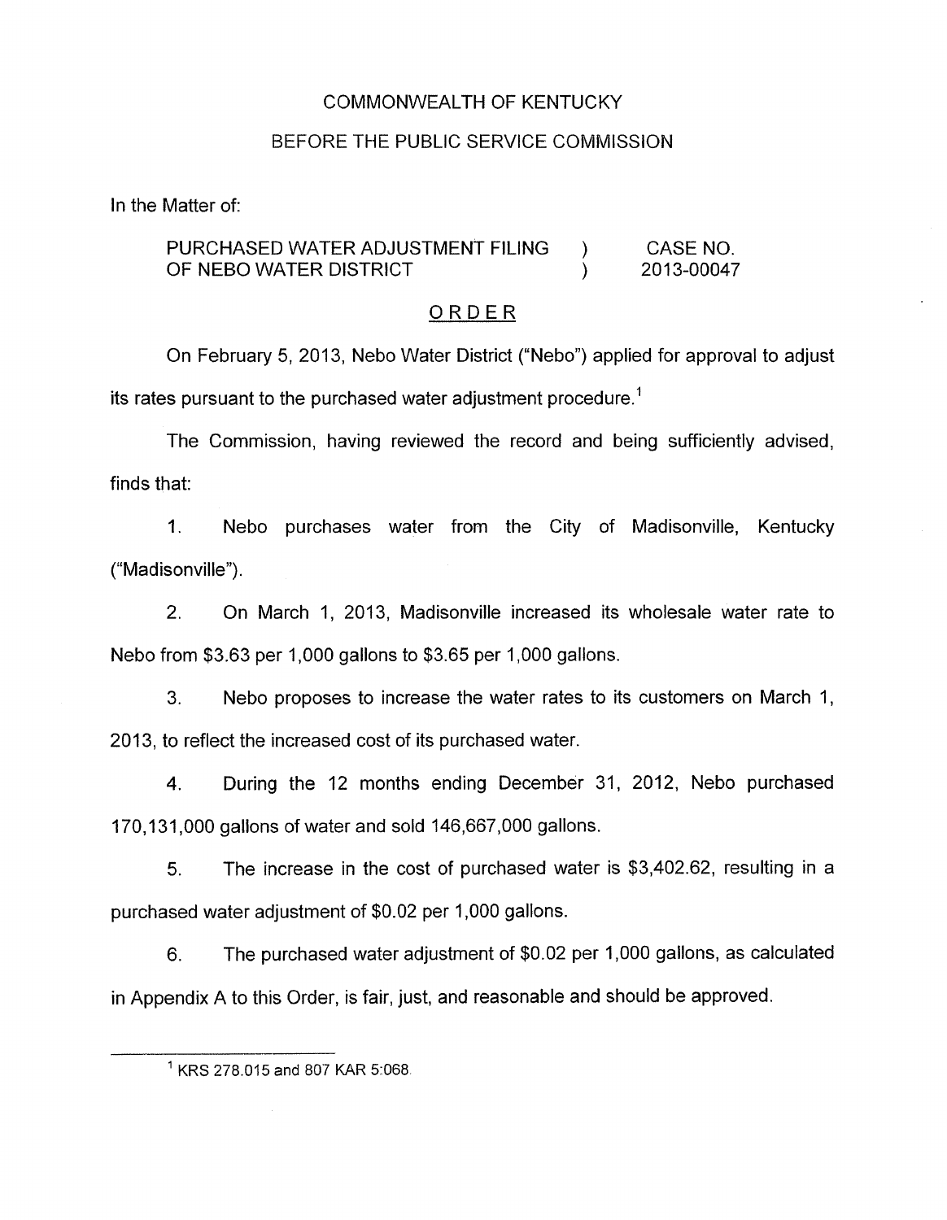COMMONWEALTH OF KENTUCKY

BEFORE THE PUBLIC SERVICE COMMISSION

In the Matter of:

| | | |
|---|---|---|
| PURCHASED WATER ADJUSTMENT FILING OF NEBO WATER DISTRICT | ) ) | CASE NO. 2013-00047 |

ORDER

On February 5, 2013, Nebo Water District ("Nebo") applied for approval to adjust its rates pursuant to the purchased water adjustment procedure.[1]

The Commission, having reviewed the record and being sufficiently advised, finds that:

1. Nebo purchases water from the City of Madisonville, Kentucky ("Madisonville").

2. On March 1, 2013, Madisonville increased its wholesale water rate to Nebo from $3.63 per 1,000 gallons to $3.65 per 1,000 gallons.

3. Nebo proposes to increase the water rates to its customers on March 1, 2013, to reflect the increased cost of its purchased water.

4. During the 12 months ending December 31, 2012, Nebo purchased 170,131,000 gallons of water and sold 146,667,000 gallons.

5. The increase in the cost of purchased water is $3,402.62, resulting in a purchased water adjustment of $0.02 per 1,000 gallons.

6. The purchased water adjustment of $0.02 per 1,000 gallons, as calculated in Appendix A to this Order, is fair, just, and reasonable and should be approved.

[1] KRS 278.015 and 807 KAR 5:068.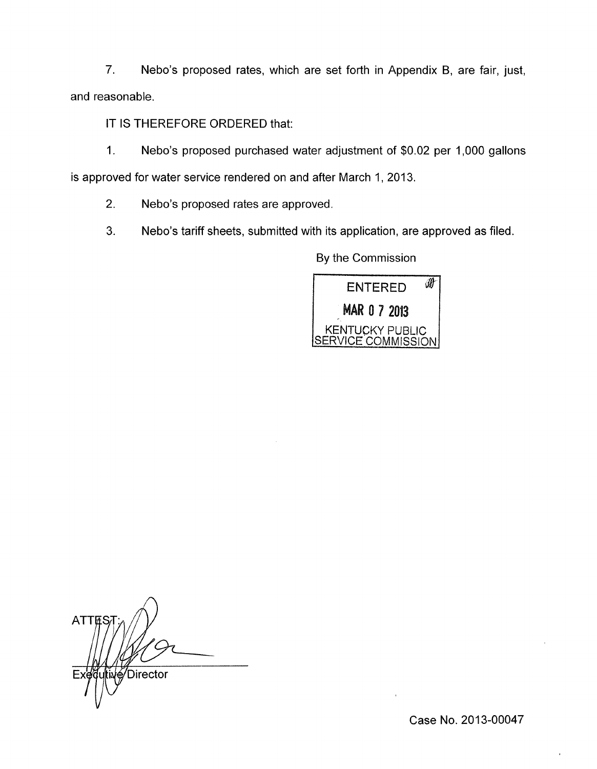7. Nebo's proposed rates, which are set forth in Appendix B, are fair, just, and reasonable.

IT IS THEREFORE ORDERED that:

1. Nebo's proposed purchased water adjustment of $0.02 per 1,000 gallons is approved for water service rendered on and after March 1, 2013.

2. Nebo's proposed rates are approved.

3. Nebo's tariff sheets, submitted with its application, are approved as filed.

By the Commission

ENTERED
MAR 07 2013
KENTUCKY PUBLIC SERVICE COMMISSION

ATTEST:

Executive Director

Case No. 2013-00047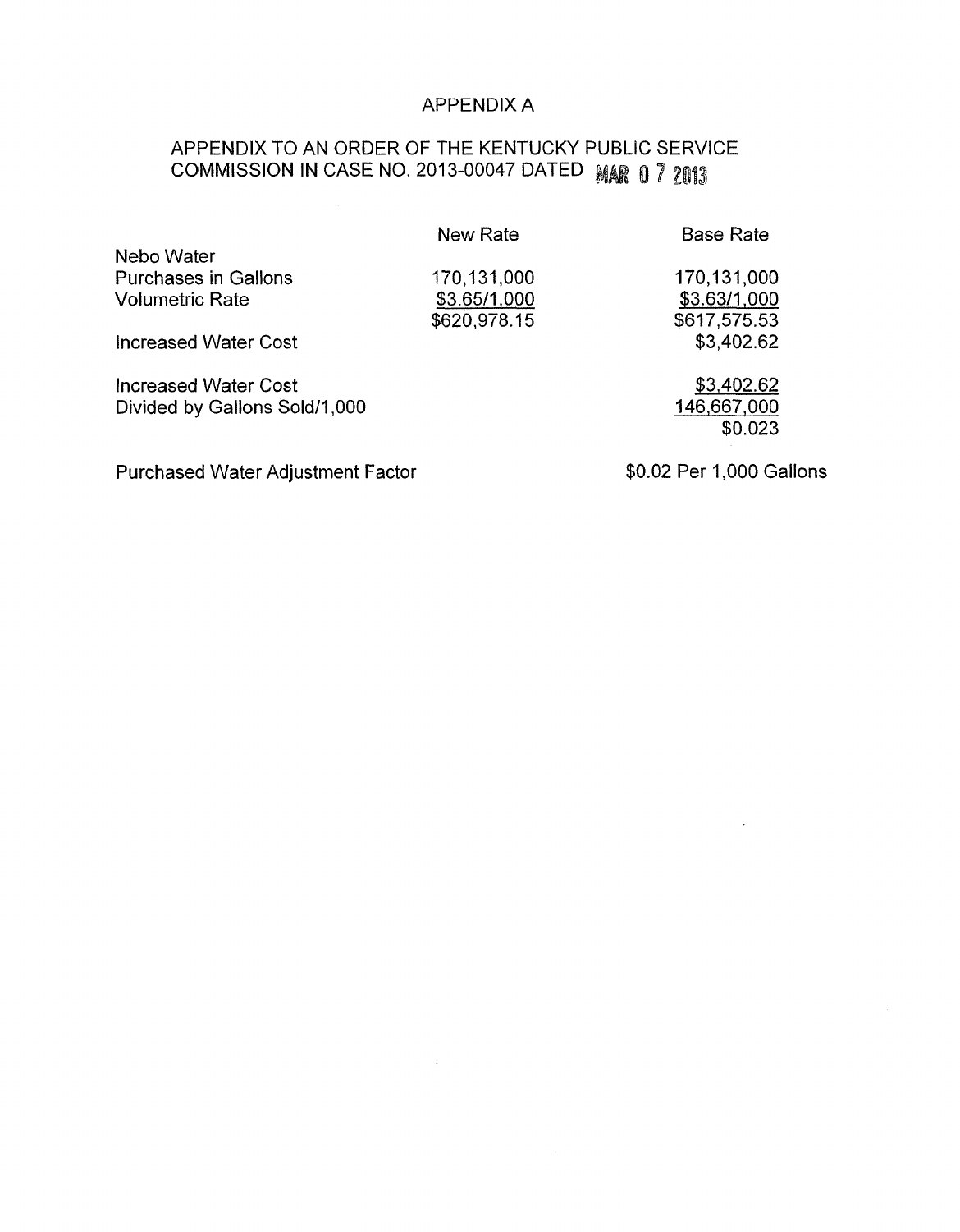# APPENDIX A

## APPENDIX TO AN ORDER OF THE KENTUCKY PUBLIC SERVICE COMMISSION IN CASE NO. 2013-00047 DATED MAR 0 7 2013

| | New Rate | Base Rate |
|---|---|---|
| Nebo Water | | |
| Purchases in Gallons | 170,131,000 | 170,131,000 |
| Volumetric Rate | $3.65/1,000 | $3.63/1,000 |
| | $620,978.15 | $617,575.53 |
| Increased Water Cost | | $3,402.62 |
| | | |
| Increased Water Cost | | $3,402.62 |
| Divided by Gallons Sold/1,000 | | 146,667,000 |
| | | $0.023 |
| | | |
| Purchased Water Adjustment Factor | | $0.02 Per 1,000 Gallons |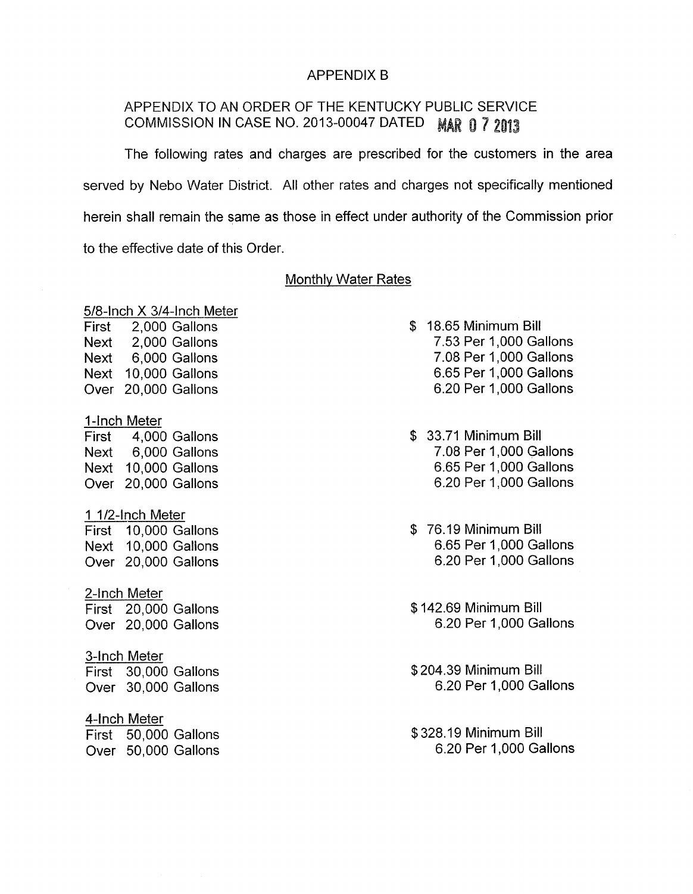# APPENDIX B

## APPENDIX TO AN ORDER OF THE KENTUCKY PUBLIC SERVICE COMMISSION IN CASE NO. 2013-00047 DATED MAR 07 2013

The following rates and charges are prescribed for the customers in the area served by Nebo Water District. All other rates and charges not specifically mentioned herein shall remain the same as those in effect under authority of the Commission prior to the effective date of this Order.

### Monthly Water Rates

**5/8-Inch X 3/4-Inch Meter**

| | | |
|---|---|---|
| First | 2,000 Gallons | $ 18.65 Minimum Bill |
| Next | 2,000 Gallons | 7.53 Per 1,000 Gallons |
| Next | 6,000 Gallons | 7.08 Per 1,000 Gallons |
| Next | 10,000 Gallons | 6.65 Per 1,000 Gallons |
| Over | 20,000 Gallons | 6.20 Per 1,000 Gallons |

**1-Inch Meter**

| | | |
|---|---|---|
| First | 4,000 Gallons | $ 33.71 Minimum Bill |
| Next | 6,000 Gallons | 7.08 Per 1,000 Gallons |
| Next | 10,000 Gallons | 6.65 Per 1,000 Gallons |
| Over | 20,000 Gallons | 6.20 Per 1,000 Gallons |

**1 1/2-Inch Meter**

| | | |
|---|---|---|
| First | 10,000 Gallons | $ 76.19 Minimum Bill |
| Next | 10,000 Gallons | 6.65 Per 1,000 Gallons |
| Over | 20,000 Gallons | 6.20 Per 1,000 Gallons |

**2-Inch Meter**

| | | |
|---|---|---|
| First | 20,000 Gallons | $ 142.69 Minimum Bill |
| Over | 20,000 Gallons | 6.20 Per 1,000 Gallons |

**3-Inch Meter**

| | | |
|---|---|---|
| First | 30,000 Gallons | $ 204.39 Minimum Bill |
| Over | 30,000 Gallons | 6.20 Per 1,000 Gallons |

**4-Inch Meter**

| | | |
|---|---|---|
| First | 50,000 Gallons | $ 328.19 Minimum Bill |
| Over | 50,000 Gallons | 6.20 Per 1,000 Gallons |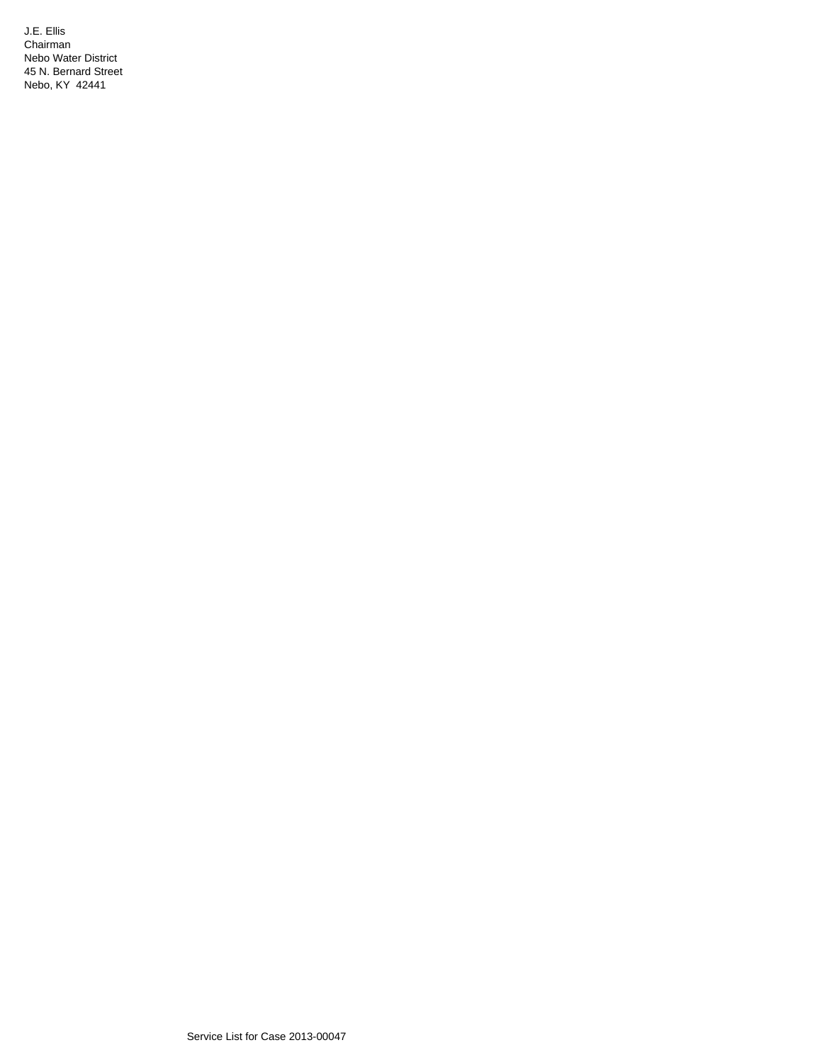J.E. Ellis
Chairman
Nebo Water District
45 N. Bernard Street
Nebo, KY  42441